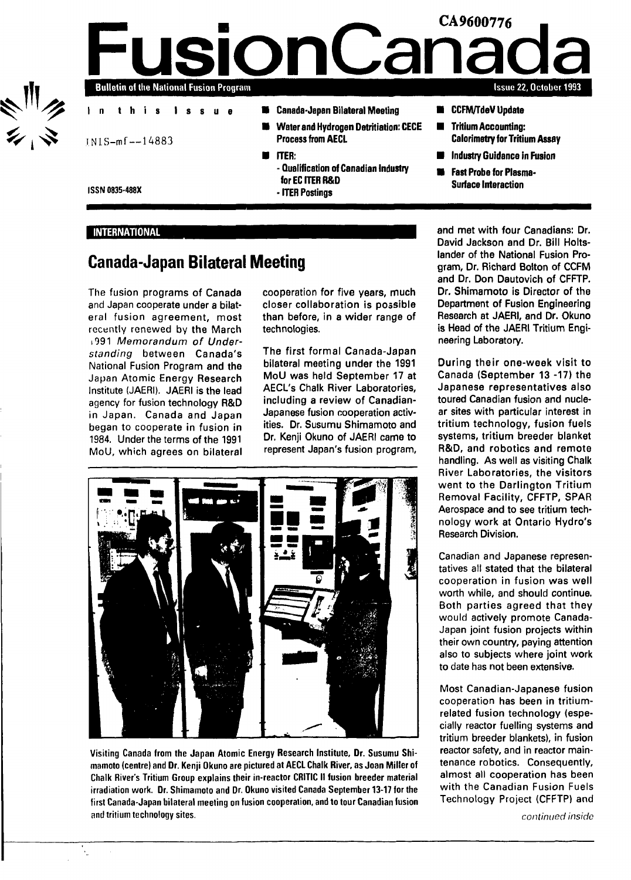CA9600776

# FusionCanada

**Bulletin of the National Fusion Program** — Issue 22, October 1993

INIS-mf--14883

ISSN 0835-488X

**In this Issue**

- **Canada-Japan Bilateral Meeting**
- **Water and Hydrogen Detritiation: CECE Process from AECL**
- **ITER:**
  - **Qualification of Canadian Industry for EC ITER R&D**
  - **ITER Postings**
- **CCFM/TdeV Update**
- **Tritium Accounting: Calorimetry for Tritium Assay**
- **Industry Guidance in Fusion**
- **Fast Probe for Plasma-Surface Interaction**

**INTERNATIONAL**

## Canada-Japan Bilateral Meeting

The fusion programs of Canada and Japan cooperate under a bilateral fusion agreement, most recently renewed by the March 1991 *Memorandum of Understanding* between Canada's National Fusion Program and the Japan Atomic Energy Research Institute (JAERI). JAERI is the lead agency for fusion technology R&D in Japan. Canada and Japan began to cooperate in fusion in 1984. Under the terms of the 1991 MoU, which agrees on bilateral cooperation for five years, much closer collaboration is possible than before, in a wider range of technologies.

The first formal Canada-Japan bilateral meeting under the 1991 MoU was held September 17 at AECL's Chalk River Laboratories, including a review of Canadian-Japanese fusion cooperation activities. Dr. Susumu Shimamoto and Dr. Kenji Okuno of JAERI came to represent Japan's fusion program, and met with four Canadians: Dr. David Jackson and Dr. Bill Holtslander of the National Fusion Program, Dr. Richard Bolton of CCFM and Dr. Don Dautovich of CFFTP. Dr. Shimamoto is Director of the Department of Fusion Engineering Research at JAERI, and Dr. Okuno is Head of the JAERI Tritium Engineering Laboratory.

Visiting Canada from the Japan Atomic Energy Research Institute, Dr. Susumu Shimamoto (centre) and Dr. Kenji Okuno are pictured at AECL Chalk River, as Joan Miller of Chalk River's Tritium Group explains their in-reactor CRITIC II fusion breeder material irradiation work. Dr. Shimamoto and Dr. Okuno visited Canada September 13-17 for the first Canada-Japan bilateral meeting on fusion cooperation, and to tour Canadian fusion and tritium technology sites.

During their one-week visit to Canada (September 13 -17) the Japanese representatives also toured Canadian fusion and nuclear sites with particular interest in tritium technology, fusion fuels systems, tritium breeder blanket R&D, and robotics and remote handling. As well as visiting Chalk River Laboratories, the visitors went to the Darlington Tritium Removal Facility, CFFTP, SPAR Aerospace and to see tritium technology work at Ontario Hydro's Research Division.

Canadian and Japanese representatives all stated that the bilateral cooperation in fusion was well worth while, and should continue. Both parties agreed that they would actively promote Canada-Japan joint fusion projects within their own country, paying attention also to subjects where joint work to date has not been extensive.

Most Canadian-Japanese fusion cooperation has been in tritium-related fusion technology (especially reactor fuelling systems and tritium breeder blankets), in fusion reactor safety, and in reactor maintenance robotics. Consequently, almost all cooperation has been with the Canadian Fusion Fuels Technology Project (CFFTP) and

*continued inside*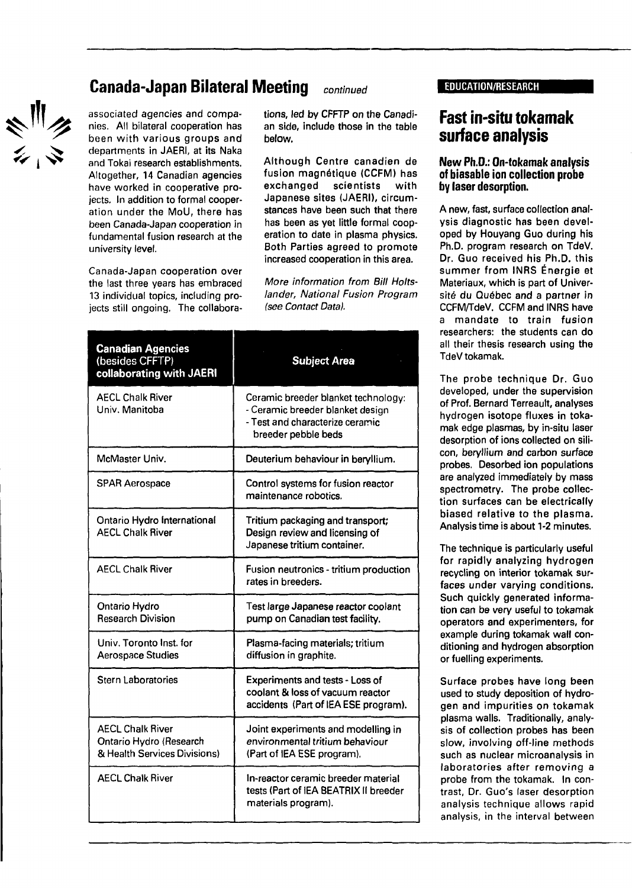## Canada-Japan Bilateral Meeting *continued*

associated agencies and companies. All bilateral cooperation has been with various groups and departments in JAERI, at its Naka and Tokai research establishments. Altogether, 14 Canadian agencies have worked in cooperative projects. In addition to formal cooperation under the MoU, there has been Canada-Japan cooperation in fundamental fusion research at the university level.

Canada-Japan cooperation over the last three years has embraced 13 individual topics, including projects still ongoing. The collaborations, led by CFFTP on the Canadian side, include those in the table below.

Although Centre canadien de fusion magnétique (CCFM) has exchanged scientists with Japanese sites (JAERI), circumstances have been such that there has been as yet little formal cooperation to date in plasma physics. Both Parties agreed to promote increased cooperation in this area.

*More information from Bill Holtslander, National Fusion Program (see Contact Data).*

| **Canadian Agencies** (besides CFFTP) **collaborating with JAERI** | **Subject Area** |
|---|---|
| AECL Chalk River<br>Univ. Manitoba | Ceramic breeder blanket technology:<br>- Ceramic breeder blanket design<br>- Test and characterize ceramic breeder pebble beds |
| McMaster Univ. | Deuterium behaviour in beryllium. |
| SPAR Aerospace | Control systems for fusion reactor maintenance robotics. |
| Ontario Hydro International<br>AECL Chalk River | Tritium packaging and transport; Design review and licensing of Japanese tritium container. |
| AECL Chalk River | Fusion neutronics - tritium production rates in breeders. |
| Ontario Hydro<br>Research Division | Test large Japanese reactor coolant pump on Canadian test facility. |
| Univ. Toronto Inst. for Aerospace Studies | Plasma-facing materials; tritium diffusion in graphite. |
| Stern Laboratories | Experiments and tests - Loss of coolant & loss of vacuum reactor accidents (Part of IEA ESE program). |
| AECL Chalk River<br>Ontario Hydro (Research & Health Services Divisions) | Joint experiments and modelling in environmental tritium behaviour (Part of IEA ESE program). |
| AECL Chalk River | In-reactor ceramic breeder material tests (Part of IEA BEATRIX II breeder materials program). |

**EDUCATION/RESEARCH**

# Fast in-situ tokamak surface analysis

### New Ph.D.: On-tokamak analysis of biasable ion collection probe by laser desorption.

A new, fast, surface collection analysis diagnostic has been developed by Houyang Guo during his Ph.D. program research on TdeV. Dr. Guo received his Ph.D. this summer from INRS Énergie et Materiaux, which is part of Université du Québec and a partner in CCFM/TdeV. CCFM and INRS have a mandate to train fusion researchers: the students can do all their thesis research using the TdeV tokamak.

The probe technique Dr. Guo developed, under the supervision of Prof. Bernard Terreault, analyses hydrogen isotope fluxes in tokamak edge plasmas, by in-situ laser desorption of ions collected on silicon, beryllium and carbon surface probes. Desorbed ion populations are analyzed immediately by mass spectrometry. The probe collection surfaces can be electrically biased relative to the plasma. Analysis time is about 1-2 minutes.

The technique is particularly useful for rapidly analyzing hydrogen recycling on interior tokamak surfaces under varying conditions. Such quickly generated information can be very useful to tokamak operators and experimenters, for example during tokamak wall conditioning and hydrogen absorption or fuelling experiments.

Surface probes have long been used to study deposition of hydrogen and impurities on tokamak plasma walls. Traditionally, analysis of collection probes has been slow, involving off-line methods such as nuclear microanalysis in laboratories after removing a probe from the tokamak. In contrast, Dr. Guo's laser desorption analysis technique allows rapid analysis, in the interval between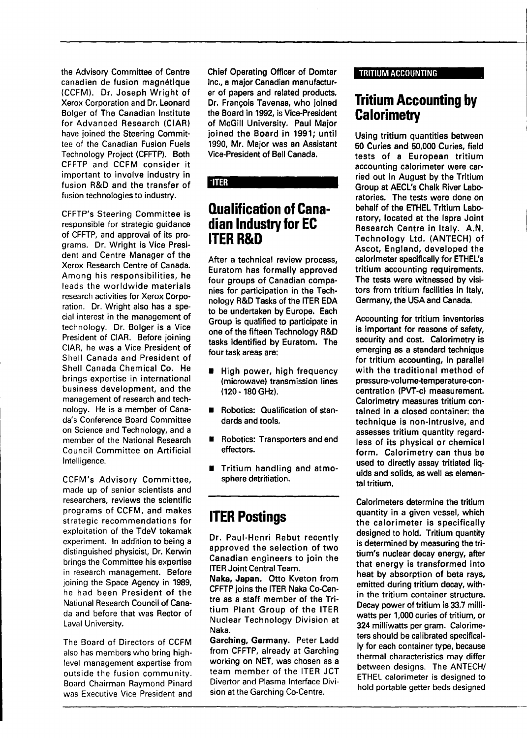the Advisory Committee of Centre canadien de fusion magnétique (CCFM). Dr. Joseph Wright of Xerox Corporation and Dr. Leonard Bolger of The Canadian Institute for Advanced Research (CIAR) have joined the Steering Committee of the Canadian Fusion Fuels Technology Project (CFFTP). Both CFFTP and CCFM consider it important to involve industry in fusion R&D and the transfer of fusion technologies to industry.

CFFTP's Steering Committee is responsible for strategic guidance of CFFTP, and approval of its programs. Dr. Wright is Vice President and Centre Manager of the Xerox Research Centre of Canada. Among his responsibilities, he leads the worldwide materials research activities for Xerox Corporation. Dr. Wright also has a special interest in the management of technology. Dr. Bolger is a Vice President of CIAR. Before joining CIAR, he was a Vice President of Shell Canada and President of Shell Canada Chemical Co. He brings expertise in international business development, and the management of research and technology. He is a member of Canada's Conference Board Committee on Science and Technology, and a member of the National Research Council Committee on Artificial Intelligence.

CCFM's Advisory Committee, made up of senior scientists and researchers, reviews the scientific programs of CCFM, and makes strategic recommendations for exploitation of the TdeV tokamak experiment. In addition to being a distinguished physicist, Dr. Kerwin brings the Committee his expertise in research management. Before joining the Space Agency in 1989, he had been President of the National Research Council of Canada and before that was Rector of Laval University.

The Board of Directors of CCFM also has members who bring high-level management expertise from outside the fusion community. Board Chairman Raymond Pinard was Executive Vice President and Chief Operating Officer of Domtar Inc., a major Canadian manufacturer of papers and related products. Dr. François Tavenas, who joined the Board in 1992, is Vice-President of McGill University. Paul Major joined the Board in 1991; until 1990, Mr. Major was an Assistant Vice-President of Bell Canada.

ITER

## Qualification of Canadian Industry for EC ITER R&D

After a technical review process, Euratom has formally approved four groups of Canadian companies for participation in the Technology R&D Tasks of the ITER EDA to be undertaken by Europe. Each Group is qualified to participate in one of the fifteen Technology R&D tasks identified by Euratom. The four task areas are:

- High power, high frequency (microwave) transmission lines (120 - 180 GHz).
- Robotics: Qualification of standards and tools.
- Robotics: Transporters and end effectors.
- Tritium handling and atmosphere detritiation.

## ITER Postings

Dr. Paul-Henri Rebut recently approved the selection of two Canadian engineers to join the ITER Joint Central Team.

**Naka, Japan.** Otto Kveton from CFFTP joins the ITER Naka Co-Centre as a staff member of the Tritium Plant Group of the ITER Nuclear Technology Division at Naka.

**Garching, Germany.** Peter Ladd from CFFTP, already at Garching working on NET, was chosen as a team member of the ITER JCT Divertor and Plasma Interface Division at the Garching Co-Centre.

TRITIUM ACCOUNTING

## Tritium Accounting by Calorimetry

Using tritium quantities between 50 Curies and 50,000 Curies, field tests of a European tritium accounting calorimeter were carried out in August by the Tritium Group at AECL's Chalk River Laboratories. The tests were done on behalf of the ETHEL Tritium Laboratory, located at the Ispra Joint Research Centre in Italy. A.N. Technology Ltd. (ANTECH) of Ascot, England, developed the calorimeter specifically for ETHEL's tritium accounting requirements. The tests were witnessed by visitors from tritium facilities in Italy, Germany, the USA and Canada.

Accounting for tritium inventories is important for reasons of safety, security and cost. Calorimetry is emerging as a standard technique for tritium accounting, in parallel with the traditional method of pressure-volume-temperature-concentration (PVT-c) measurement. Calorimetry measures tritium contained in a closed container: the technique is non-intrusive, and assesses tritium quantity regardless of its physical or chemical form. Calorimetry can thus be used to directly assay tritiated liquids and solids, as well as elemental tritium.

Calorimeters determine the tritium quantity in a given vessel, which the calorimeter is specifically designed to hold. Tritium quantity is determined by measuring the tritium's nuclear decay energy, after that energy is transformed into heat by absorption of beta rays, emitted during tritium decay, within the tritium container structure. Decay power of tritium is 33.7 milliwatts per 1,000 curies of tritium, or 324 milliwatts per gram. Calorimeters should be calibrated specifically for each container type, because thermal characteristics may differ between designs. The ANTECH/ETHEL calorimeter is designed to hold portable getter beds designed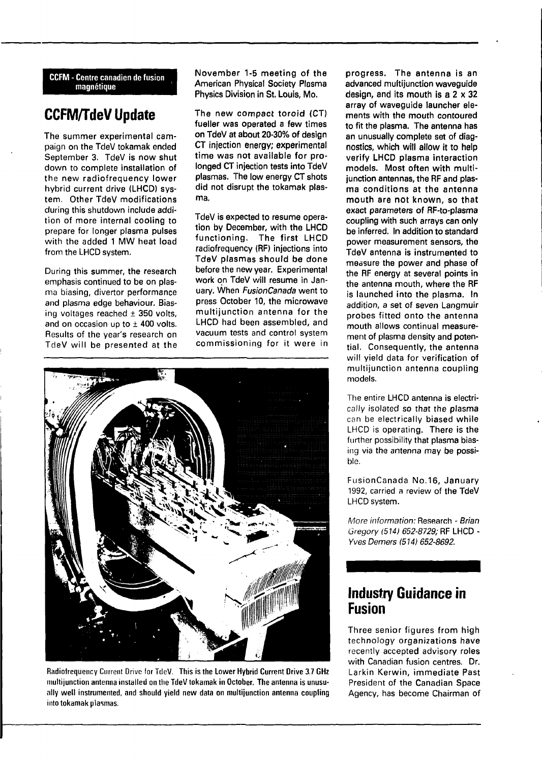**CCFM - Centre canadien de fusion magnétique**

## CCFM/TdeV Update

The summer experimental campaign on the TdeV tokamak ended September 3. TdeV is now shut down to complete installation of the new radiofrequency lower hybrid current drive (LHCD) system. Other TdeV modifications during this shutdown include addition of more internal cooling to prepare for longer plasma pulses with the added 1 MW heat load from the LHCD system.

During this summer, the research emphasis continued to be on plasma biasing, divertor performance and plasma edge behaviour. Biasing voltages reached ± 350 volts, and on occasion up to ± 400 volts. Results of the year's research on TdeV will be presented at the November 1-5 meeting of the American Physical Society Plasma Physics Division in St. Louis, Mo.

The new compact toroid (CT) fueller was operated a few times on TdeV at about 20-30% of design CT injection energy; experimental time was not available for prolonged CT injection tests into TdeV plasmas. The low energy CT shots did not disrupt the tokamak plasma.

TdeV is expected to resume operation by December, with the LHCD functioning. The first LHCD radiofrequency (RF) injections into TdeV plasmas should be done before the new year. Experimental work on TdeV will resume in January. When *FusionCanada* went to press October 10, the microwave multijunction antenna for the LHCD had been assembled, and vacuum tests and control system commissioning for it were in progress. The antenna is an advanced multijunction waveguide design, and its mouth is a 2 x 32 array of waveguide launcher elements with the mouth contoured to fit the plasma. The antenna has an unusually complete set of diagnostics, which will allow it to help verify LHCD plasma interaction models. Most often with multijunction antennas, the RF and plasma conditions at the antenna mouth are not known, so that exact parameters of RF-to-plasma coupling with such arrays can only be inferred. In addition to standard power measurement sensors, the TdeV antenna is instrumented to measure the power and phase of the RF energy at several points in the antenna mouth, where the RF is launched into the plasma. In addition, a set of seven Langmuir probes fitted onto the antenna mouth allows continual measurement of plasma density and potential. Consequently, the antenna will yield data for verification of multijunction antenna coupling models.

Radiofrequency Current Drive for TdeV. This is the Lower Hybrid Current Drive 3.7 GHz multijunction antenna installed on the TdeV tokamak in October. The antenna is unusually well instrumented, and should yield new data on multijunction antenna coupling into tokamak plasmas.

The entire LHCD antenna is electrically isolated so that the plasma can be electrically biased while LHCD is operating. There is the further possibility that plasma biasing via the antenna may be possible.

FusionCanada No.16, January 1992, carried a review of the TdeV LHCD system.

*More information:* Research - *Brian Gregory (514) 652-8729;* RF LHCD - *Yves Demers (514) 652-8692.*

## Industry Guidance in Fusion

Three senior figures from high technology organizations have recently accepted advisory roles with Canadian fusion centres. Dr. Larkin Kerwin, immediate Past President of the Canadian Space Agency, has become Chairman of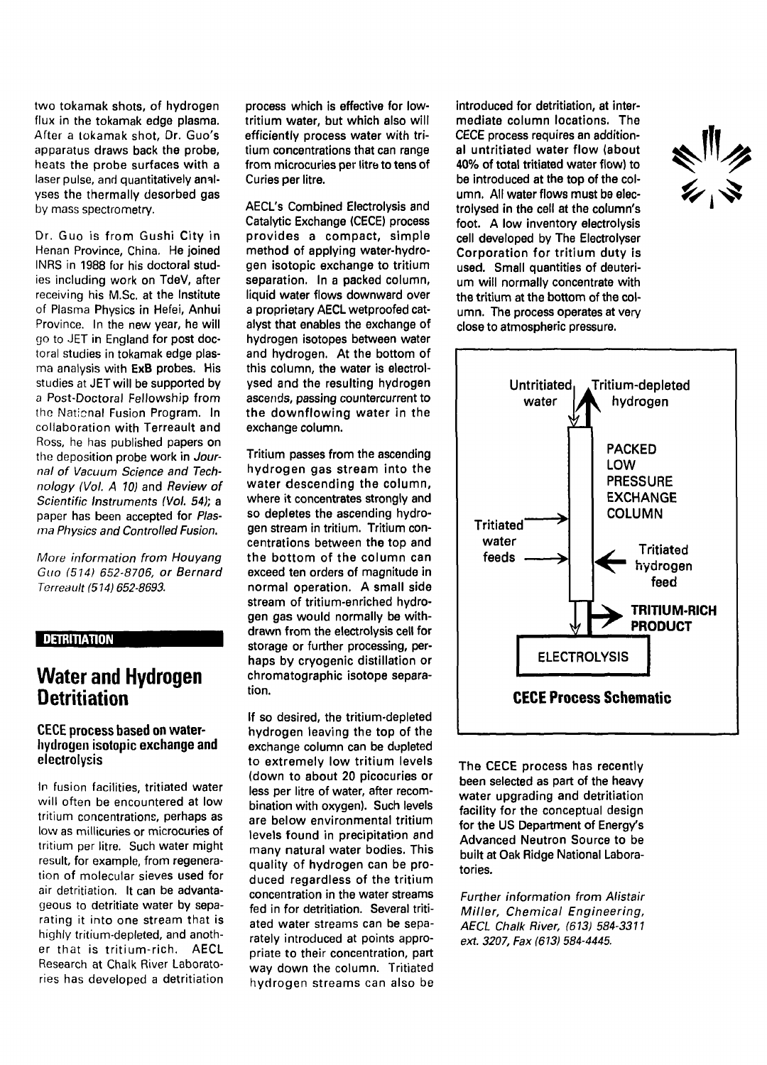two tokamak shots, of hydrogen flux in the tokamak edge plasma. After a tokamak shot, Dr. Guo's apparatus draws back the probe, heats the probe surfaces with a laser pulse, and quantitatively analyses the thermally desorbed gas by mass spectrometry.

Dr. Guo is from Gushi City in Henan Province, China. He joined INRS in 1988 for his doctoral studies including work on TdeV, after receiving his M.Sc. at the Institute of Plasma Physics in Hefei, Anhui Province. In the new year, he will go to JET in England for post doctoral studies in tokamak edge plasma analysis with ExB probes. His studies at JET will be supported by a Post-Doctoral Fellowship from the National Fusion Program. In collaboration with Terreault and Ross, he has published papers on the deposition probe work in *Journal of Vacuum Science and Technology (Vol. A 10)* and *Review of Scientific Instruments (Vol. 54)*; a paper has been accepted for *Plasma Physics and Controlled Fusion*.

*More information from Houyang Guo (514) 652-8706, or Bernard Terreault (514) 652-8693.*

**DETRITIATION**

# Water and Hydrogen Detritiation

### CECE process based on water-hydrogen isotopic exchange and electrolysis

In fusion facilities, tritiated water will often be encountered at low tritium concentrations, perhaps as low as millicuries or microcuries of tritium per litre. Such water might result, for example, from regeneration of molecular sieves used for air detritiation. It can be advantageous to detritiate water by separating it into one stream that is highly tritium-depleted, and another that is tritium-rich. AECL Research at Chalk River Laboratories has developed a detritiation process which is effective for low-tritium water, but which also will efficiently process water with tritium concentrations that can range from microcuries per litre to tens of Curies per litre.

AECL's Combined Electrolysis and Catalytic Exchange (CECE) process provides a compact, simple method of applying water-hydrogen isotopic exchange to tritium separation. In a packed column, liquid water flows downward over a proprietary AECL wetproofed catalyst that enables the exchange of hydrogen isotopes between water and hydrogen. At the bottom of this column, the water is electrolysed and the resulting hydrogen ascends, passing countercurrent to the downflowing water in the exchange column.

Tritium passes from the ascending hydrogen gas stream into the water descending the column, where it concentrates strongly and so depletes the ascending hydrogen stream in tritium. Tritium concentrations between the top and the bottom of the column can exceed ten orders of magnitude in normal operation. A small side stream of tritium-enriched hydrogen gas would normally be withdrawn from the electrolysis cell for storage or further processing, perhaps by cryogenic distillation or chromatographic isotope separation.

If so desired, the tritium-depleted hydrogen leaving the top of the exchange column can be depleted to extremely low tritium levels (down to about 20 picocuries or less per litre of water, after recombination with oxygen). Such levels are below environmental tritium levels found in precipitation and many natural water bodies. This quality of hydrogen can be produced regardless of the tritium concentration in the water streams fed in for detritiation. Several tritiated water streams can be separately introduced at points appropriate to their concentration, part way down the column. Tritiated hydrogen streams can also be introduced for detritiation, at intermediate column locations. The CECE process requires an additional untritiated water flow (about 40% of total tritiated water flow) to be introduced at the top of the column. All water flows must be electrolysed in the cell at the column's foot. A low inventory electrolysis cell developed by The Electrolyser Corporation for tritium duty is used. Small quantities of deuterium will normally concentrate with the tritium at the bottom of the column. The process operates at very close to atmospheric pressure.

Untritiated water | Tritium-depleted hydrogen | PACKED LOW PRESSURE EXCHANGE COLUMN | Tritiated water feeds | Tritiated hydrogen feed | TRITIUM-RICH PRODUCT | ELECTROLYSIS

**CECE Process Schematic**

The CECE process has recently been selected as part of the heavy water upgrading and detritiation facility for the conceptual design for the US Department of Energy's Advanced Neutron Source to be built at Oak Ridge National Laboratories.

*Further information from Alistair Miller, Chemical Engineering, AECL Chalk River, (613) 584-3311 ext. 3207, Fax (613) 584-4445.*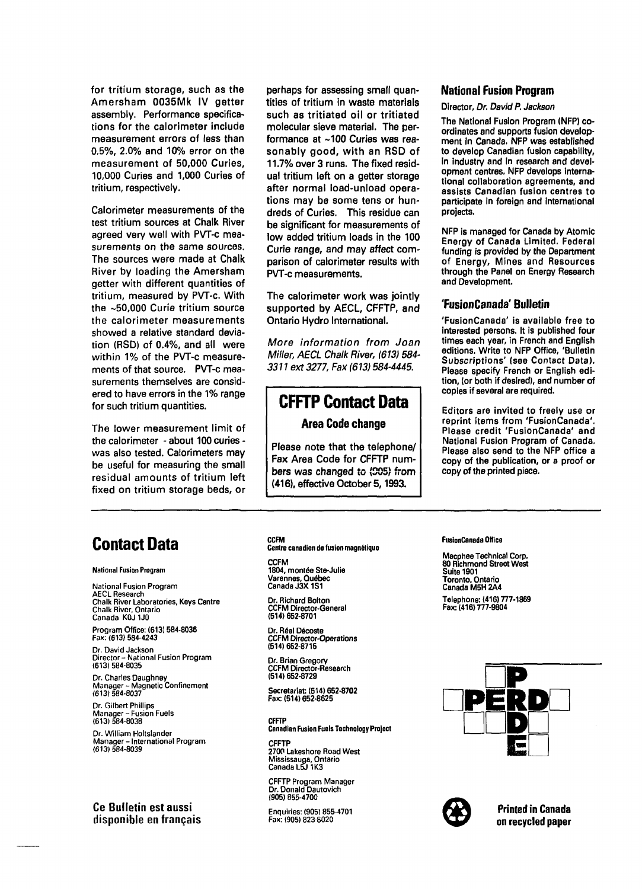for tritium storage, such as the Amersham 0035Mk IV getter assembly. Performance specifications for the calorimeter include measurement errors of less than 0.5%, 2.0% and 10% error on the measurement of 50,000 Curies, 10,000 Curies and 1,000 Curies of tritium, respectively.

Calorimeter measurements of the test tritium sources at Chalk River agreed very well with PVT-c measurements on the same sources. The sources were made at Chalk River by loading the Amersham getter with different quantities of tritium, measured by PVT-c. With the ~50,000 Curie tritium source the calorimeter measurements showed a relative standard deviation (RSD) of 0.4%, and all were within 1% of the PVT-c measurements of that source. PVT-c measurements themselves are considered to have errors in the 1% range for such tritium quantities.

The lower measurement limit of the calorimeter - about 100 curies - was also tested. Calorimeters may be useful for measuring the small residual amounts of tritium left fixed on tritium storage beds, or perhaps for assessing small quantities of tritium in waste materials such as tritiated oil or tritiated molecular sieve material. The performance at ~100 Curies was reasonably good, with an RSD of 11.7% over 3 runs. The fixed residual tritium left on a getter storage after normal load-unload operations may be some tens or hundreds of Curies. This residue can be significant for measurements of low added tritium loads in the 100 Curie range, and may affect comparison of calorimeter results with PVT-c measurements.

The calorimeter work was jointly supported by AECL, CFFTP, and Ontario Hydro International.

*More information from Joan Miller, AECL Chalk River, (613) 584-3311 ext 3277, Fax (613) 584-4445.*

## CFFTP Contact Data

### Area Code change

Please note that the telephone/Fax Area Code for CFFTP numbers was changed to (905) from (416), effective October 5, 1993.

### National Fusion Program

Director, *Dr. David P. Jackson*

The National Fusion Program (NFP) co-ordinates and supports fusion development in Canada. NFP was established to develop Canadian fusion capability, in industry and in research and development centres. NFP develops international collaboration agreements, and assists Canadian fusion centres to participate in foreign and international projects.

NFP is managed for Canada by Atomic Energy of Canada Limited. Federal funding is provided by the Department of Energy, Mines and Resources through the Panel on Energy Research and Development.

### 'FusionCanada' Bulletin

'FusionCanada' is available free to interested persons. It is published four times each year, in French and English editions. Write to NFP Office, 'Bulletin Subscriptions' (see Contact Data). Please specify French or English edition, (or both if desired), and number of copies if several are required.

Editors are invited to freely use or reprint items from 'FusionCanada'. Please credit 'FusionCanada' and National Fusion Program of Canada. Please also send to the NFP office a copy of the publication, or a proof or copy of the printed piece.

# Contact Data

**National Fusion Program**

National Fusion Program
AECL Research
Chalk River Laboratories, Keys Centre
Chalk River, Ontario
Canada K0J 1J0

Program Office: (613) 584-8036
Fax: (613) 584-4243

Dr. David Jackson
Director – National Fusion Program
(613) 584-8035

Dr. Charles Daughney
Manager – Magnetic Confinement
(613) 584-8037

Dr. Gilbert Phillips
Manager – Fusion Fuels
(613) 584-8038

Dr. William Holtslander
Manager – International Program
(613) 584-8039

**CCFM**
**Centre canadien de fusion magnétique**

CCFM
1804, montée Ste-Julie
Varennes, Québec
Canada J3X 1S1

Dr. Richard Bolton
CCFM Director-General
(514) 652-8701

Dr. Réal Décoste
CCFM Director-Operations
(514) 652-8715

Dr. Brian Gregory
CCFM Director-Research
(514) 652-8729

Secretariat: (514) 652-8702
Fax: (514) 652-8625

**CFFTP**
**Canadian Fusion Fuels Technology Project**

CFFTP
2700 Lakeshore Road West
Mississauga, Ontario
Canada L5J 1K3

CFFTP Program Manager
Dr. Donald Dautovich
(905) 855-4700

Enquiries: (905) 855-4701
Fax: (905) 823-6020

**FusionCanada Office**

Macphee Technical Corp.
60 Richmond Street West
Suite 1901
Toronto, Ontario
Canada M5H 2A4

Telephone: (416) 777-1869
Fax: (416) 777-9804

PERD

**Ce Bulletin est aussi disponible en français**

**Printed in Canada on recycled paper**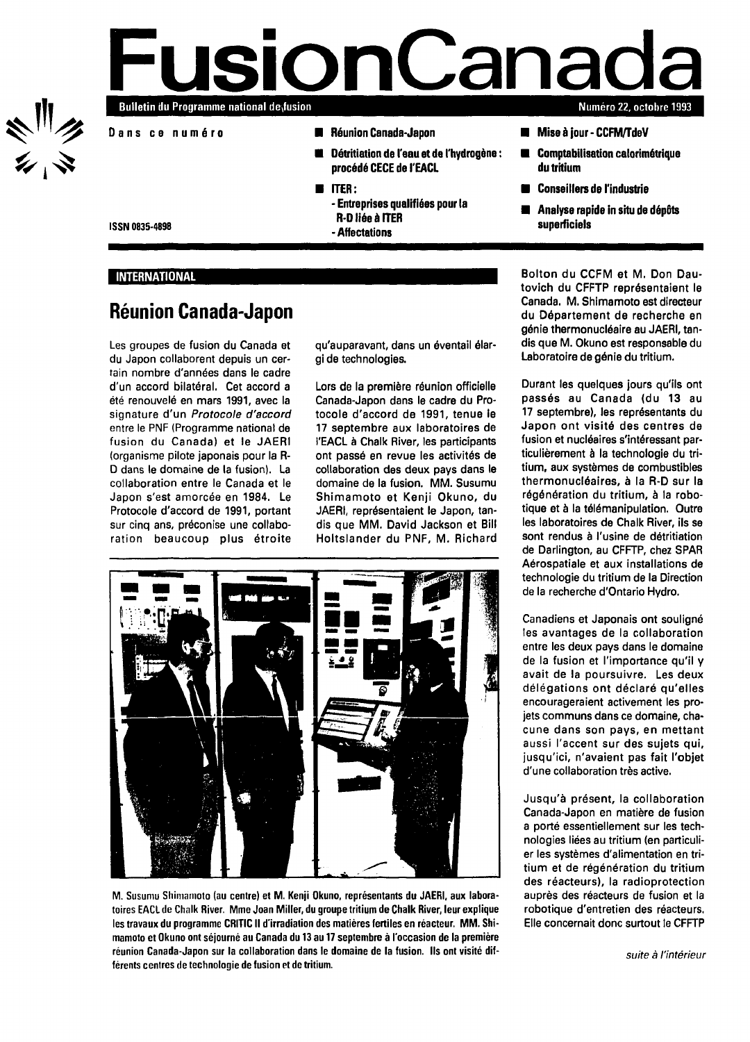# FusionCanada

Bulletin du Programme national de fusion — Numéro 22, octobre 1993

**Dans ce numéro**

- **Réunion Canada-Japon**
- **Détritiation de l'eau et de l'hydrogène : procédé CECE de l'EACL**
- **ITER :**
  - **Entreprises qualifiées pour la R-D liée à ITER**
  - **Affectations**
- **Mise à jour - CCFM/TdeV**
- **Comptabilisation calorimétrique du tritium**
- **Conseillers de l'industrie**
- **Analyse rapide in situ de dépôts superficiels**

ISSN 0835-4898

INTERNATIONAL

## Réunion Canada-Japon

Les groupes de fusion du Canada et du Japon collaborent depuis un certain nombre d'années dans le cadre d'un accord bilatéral. Cet accord a été renouvelé en mars 1991, avec la signature d'un *Protocole d'accord* entre le PNF (Programme national de fusion du Canada) et le JAERI (organisme pilote japonais pour la R-D dans le domaine de la fusion). La collaboration entre le Canada et le Japon s'est amorcée en 1984. Le Protocole d'accord de 1991, portant sur cinq ans, préconise une collaboration beaucoup plus étroite qu'auparavant, dans un éventail élargi de technologies.

Lors de la première réunion officielle Canada-Japon dans le cadre du Protocole d'accord de 1991, tenue le 17 septembre aux laboratoires de l'EACL à Chalk River, les participants ont passé en revue les activités de collaboration des deux pays dans le domaine de la fusion. MM. Susumu Shimamoto et Kenji Okuno, du JAERI, représentaient le Japon, tandis que MM. David Jackson et Bill Holtslander du PNF, M. Richard Bolton du CCFM et M. Don Dautovich du CFFTP représentaient le Canada. M. Shimamoto est directeur du Département de recherche en génie thermonucléaire au JAERI, tandis que M. Okuno est responsable du Laboratoire de génie du tritium.

M. Susumu Shimamoto (au centre) et M. Kenji Okuno, représentants du JAERI, aux laboratoires EACL de Chalk River. Mme Joan Miller, du groupe tritium de Chalk River, leur explique les travaux du programme CRITIC II d'irradiation des matières fertiles en réacteur. MM. Shimamoto et Okuno ont séjourné au Canada du 13 au 17 septembre à l'occasion de la première réunion Canada-Japon sur la collaboration dans le domaine de la fusion. Ils ont visité différents centres de technologie de fusion et de tritium.

Durant les quelques jours qu'ils ont passés au Canada (du 13 au 17 septembre), les représentants du Japon ont visité des centres de fusion et nucléaires s'intéressant particulièrement à la technologie du tritium, aux systèmes de combustibles thermonucléaires, à la R-D sur la régénération du tritium, à la robotique et à la télémanipulation. Outre les laboratoires de Chalk River, ils se sont rendus à l'usine de détritiation de Darlington, au CFFTP, chez SPAR Aérospatiale et aux installations de technologie du tritium de la Direction de la recherche d'Ontario Hydro.

Canadiens et Japonais ont souligné les avantages de la collaboration entre les deux pays dans le domaine de la fusion et l'importance qu'il y avait de la poursuivre. Les deux délégations ont déclaré qu'elles encourageraient activement les projets communs dans ce domaine, chacune dans son pays, en mettant aussi l'accent sur des sujets qui, jusqu'ici, n'avaient pas fait l'objet d'une collaboration très active.

Jusqu'à présent, la collaboration Canada-Japon en matière de fusion a porté essentiellement sur les technologies liées au tritium (en particulier les systèmes d'alimentation en tritium et de régénération du tritium des réacteurs), la radioprotection auprès des réacteurs de fusion et la robotique d'entretien des réacteurs. Elle concernait donc surtout le CFFTP

*suite à l'intérieur*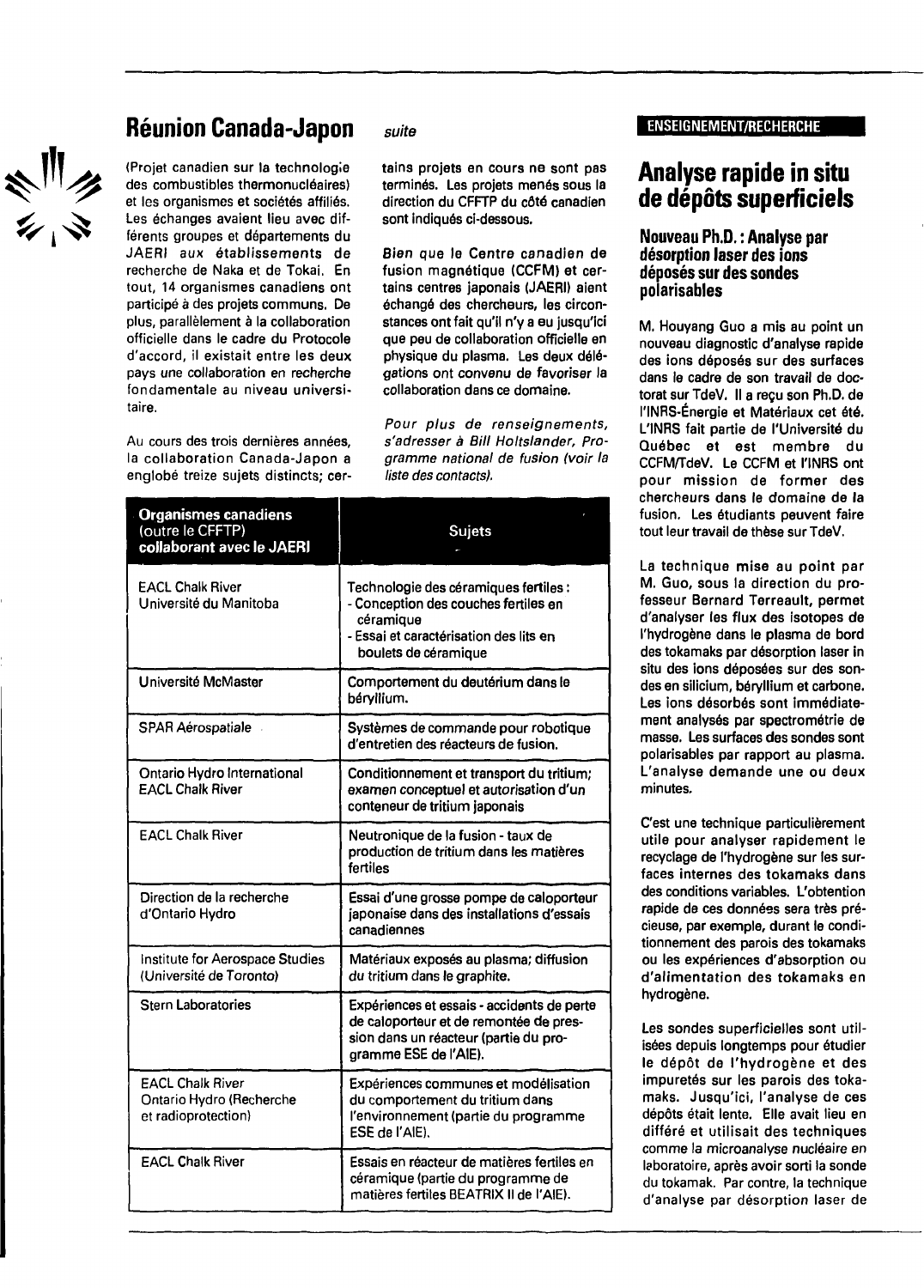## Réunion Canada-Japon *suite*

(Projet canadien sur la technologie des combustibles thermonucléaires) et les organismes et sociétés affiliés. Les échanges avaient lieu avec différents groupes et départements du JAERI aux établissements de recherche de Naka et de Tokai. En tout, 14 organismes canadiens ont participé à des projets communs. De plus, parallèlement à la collaboration officielle dans le cadre du Protocole d'accord, il existait entre les deux pays une collaboration en recherche fondamentale au niveau universitaire.

Au cours des trois dernières années, la collaboration Canada-Japon a englobé treize sujets distincts; certains projets en cours ne sont pas terminés. Les projets menés sous la direction du CFFTP du côté canadien sont indiqués ci-dessous.

*Bien que le Centre canadien de fusion magnétique (CCFM) et certains centres japonais (JAERI) aient échangé des chercheurs, les circonstances ont fait qu'il n'y a eu jusqu'ici que peu de collaboration officielle en physique du plasma. Les deux délégations ont convenu de favoriser la collaboration dans ce domaine.*

*Pour plus de renseignements, s'adresser à Bill Holtslander, Programme national de fusion (voir la liste des contacts).*

| Organismes canadiens (outre le CFFTP) collaborant avec le JAERI | Sujets |
|---|---|
| EACL Chalk River<br>Université du Manitoba | Technologie des céramiques fertiles :<br>- Conception des couches fertiles en céramique<br>- Essai et caractérisation des lits en boulets de céramique |
| Université McMaster | Comportement du deutérium dans le béryllium. |
| SPAR Aérospatiale | Systèmes de commande pour robotique d'entretien des réacteurs de fusion. |
| Ontario Hydro International<br>EACL Chalk River | Conditionnement et transport du tritium; examen conceptuel et autorisation d'un conteneur de tritium japonais |
| EACL Chalk River | Neutronique de la fusion - taux de production de tritium dans les matières fertiles |
| Direction de la recherche d'Ontario Hydro | Essai d'une grosse pompe de caloporteur japonaise dans des installations d'essais canadiennes |
| Institute for Aerospace Studies (Université de Toronto) | Matériaux exposés au plasma; diffusion du tritium dans le graphite. |
| Stern Laboratories | Expériences et essais - accidents de perte de caloporteur et de remontée de pression dans un réacteur (partie du programme ESE de l'AIE). |
| EACL Chalk River<br>Ontario Hydro (Recherche et radioprotection) | Expériences communes et modélisation du comportement du tritium dans l'environnement (partie du programme ESE de l'AIE). |
| EACL Chalk River | Essais en réacteur de matières fertiles en céramique (partie du programme de matières fertiles BEATRIX II de l'AIE). |

ENSEIGNEMENT/RECHERCHE

# Analyse rapide in situ de dépôts superficiels

### Nouveau Ph.D. : Analyse par désorption laser des ions déposés sur des sondes polarisables

M. Houyang Guo a mis au point un nouveau diagnostic d'analyse rapide des ions déposés sur des surfaces dans le cadre de son travail de doctorat sur TdeV. Il a reçu son Ph.D. de l'INRS-Énergie et Matériaux cet été. L'INRS fait partie de l'Université du Québec et est membre du CCFM/TdeV. Le CCFM et l'INRS ont pour mission de former des chercheurs dans le domaine de la fusion. Les étudiants peuvent faire tout leur travail de thèse sur TdeV.

La technique mise au point par M. Guo, sous la direction du professeur Bernard Terreault, permet d'analyser les flux des isotopes de l'hydrogène dans le plasma de bord des tokamaks par désorption laser in situ des ions déposées sur des sondes en silicium, béryllium et carbone. Les ions désorbés sont immédiatement analysés par spectrométrie de masse. Les surfaces des sondes sont polarisables par rapport au plasma. L'analyse demande une ou deux minutes.

C'est une technique particulièrement utile pour analyser rapidement le recyclage de l'hydrogène sur les surfaces internes des tokamaks dans des conditions variables. L'obtention rapide de ces données sera très précieuse, par exemple, durant le conditionnement des parois des tokamaks ou les expériences d'absorption ou d'alimentation des tokamaks en hydrogène.

Les sondes superficielles sont utilisées depuis longtemps pour étudier le dépôt de l'hydrogène et des impuretés sur les parois des tokamaks. Jusqu'ici, l'analyse de ces dépôts était lente. Elle avait lieu en différé et utilisait des techniques comme la microanalyse nucléaire en laboratoire, après avoir sorti la sonde du tokamak. Par contre, la technique d'analyse par désorption laser de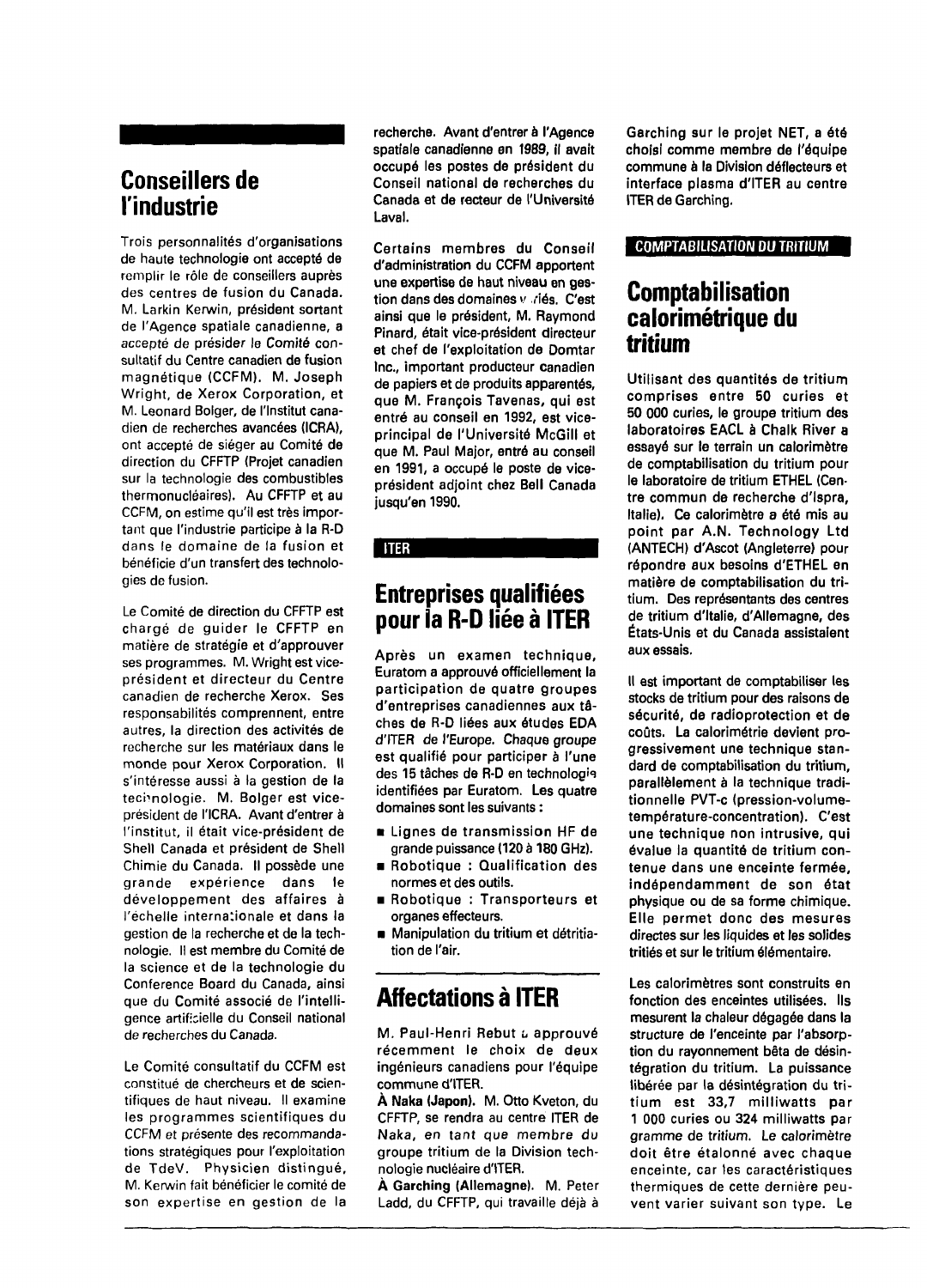## Conseillers de l'industrie

Trois personnalités d'organisations de haute technologie ont accepté de remplir le rôle de conseillers auprès des centres de fusion du Canada. M. Larkin Kerwin, président sortant de l'Agence spatiale canadienne, a accepté de présider le Comité consultatif du Centre canadien de fusion magnétique (CCFM). M. Joseph Wright, de Xerox Corporation, et M. Leonard Bolger, de l'Institut canadien de recherches avancées (ICRA), ont accepté de siéger au Comité de direction du CFFTP (Projet canadien sur la technologie des combustibles thermonucléaires). Au CFFTP et au CCFM, on estime qu'il est très important que l'industrie participe à la R-D dans le domaine de la fusion et bénéficie d'un transfert des technologies de fusion.

Le Comité de direction du CFFTP est chargé de guider le CFFTP en matière de stratégie et d'approuver ses programmes. M. Wright est vice-président et directeur du Centre canadien de recherche Xerox. Ses responsabilités comprennent, entre autres, la direction des activités de recherche sur les matériaux dans le monde pour Xerox Corporation. Il s'intéresse aussi à la gestion de la technologie. M. Bolger est vice-président de l'ICRA. Avant d'entrer à l'institut, il était vice-président de Shell Canada et président de Shell Chimie du Canada. Il possède une grande expérience dans le développement des affaires à l'échelle internationale et dans la gestion de la recherche et de la technologie. Il est membre du Comité de la science et de la technologie du Conference Board du Canada, ainsi que du Comité associé de l'intelligence artificielle du Conseil national de recherches du Canada.

Le Comité consultatif du CCFM est constitué de chercheurs et de scientifiques de haut niveau. Il examine les programmes scientifiques du CCFM et présente des recommandations stratégiques pour l'exploitation de TdeV. Physicien distingué, M. Kerwin fait bénéficier le comité de son expertise en gestion de la recherche. Avant d'entrer à l'Agence spatiale canadienne en 1989, il avait occupé les postes de président du Conseil national de recherches du Canada et de recteur de l'Université Laval.

Certains membres du Conseil d'administration du CCFM apportent une expertise de haut niveau en gestion dans des domaines variés. C'est ainsi que le président, M. Raymond Pinard, était vice-président directeur et chef de l'exploitation de Domtar Inc., important producteur canadien de papiers et de produits apparentés, que M. François Tavenas, qui est entré au conseil en 1992, est vice-principal de l'Université McGill et que M. Paul Major, entré au conseil en 1991, a occupé le poste de vice-président adjoint chez Bell Canada jusqu'en 1990.

ITER

## Entreprises qualifiées pour la R-D liée à ITER

Après un examen technique, Euratom a approuvé officiellement la participation de quatre groupes d'entreprises canadiennes aux tâches de R-D liées aux études EDA d'ITER de l'Europe. Chaque groupe est qualifié pour participer à l'une des 15 tâches de R-D en technologie identifiées par Euratom. Les quatre domaines sont les suivants :

- Lignes de transmission HF de grande puissance (120 à 180 GHz).
- Robotique : Qualification des normes et des outils.
- Robotique : Transporteurs et organes effecteurs.
- Manipulation du tritium et détritiation de l'air.

## Affectations à ITER

M. Paul-Henri Rebut a approuvé récemment le choix de deux ingénieurs canadiens pour l'équipe commune d'ITER.

**À Naka (Japon).** M. Otto Kveton, du CFFTP, se rendra au centre ITER de Naka, *en tant que* membre du groupe tritium de la Division technologie nucléaire d'ITER.

**À Garching (Allemagne).** M. Peter Ladd, du CFFTP, qui travaille déjà à Garching sur le projet NET, a été choisi comme membre de l'équipe commune à la Division déflecteurs et interface plasma d'ITER au centre ITER de Garching.

COMPTABILISATION DU TRITIUM

## Comptabilisation calorimétrique du tritium

Utilisant des quantités de tritium comprises entre 50 curies et 50 000 curies, le groupe tritium des laboratoires EACL à Chalk River a essayé sur le terrain un calorimètre de comptabilisation du tritium pour le laboratoire de tritium ETHEL (Centre commun de recherche d'Ispra, Italie). Ce calorimètre a été mis au point par A.N. Technology Ltd (ANTECH) d'Ascot (Angleterre) pour répondre aux besoins d'ETHEL en matière de comptabilisation du tritium. Des représentants des centres de tritium d'Italie, d'Allemagne, des États-Unis et du Canada assistaient aux essais.

Il est important de comptabiliser les stocks de tritium pour des raisons de sécurité, de radioprotection et de coûts. La calorimétrie devient progressivement une technique standard de comptabilisation du tritium, parallèlement à la technique traditionnelle PVT-c (pression-volume-température-concentration). C'est une technique non intrusive, qui évalue la quantité de tritium contenue dans une enceinte fermée, indépendamment de son état physique ou de sa forme chimique. Elle permet donc des mesures directes sur les liquides et les solides tritiés et sur le tritium élémentaire.

Les calorimètres sont construits en fonction des enceintes utilisées. Ils mesurent la chaleur dégagée dans la structure de l'enceinte par l'absorption du rayonnement bêta de désintégration du tritium. La puissance libérée par la désintégration du tritium est 33,7 milliwatts par 1 000 curies ou 324 milliwatts par gramme de tritium. Le calorimètre doit être étalonné avec chaque enceinte, car les caractéristiques thermiques de cette dernière peuvent varier suivant son type. Le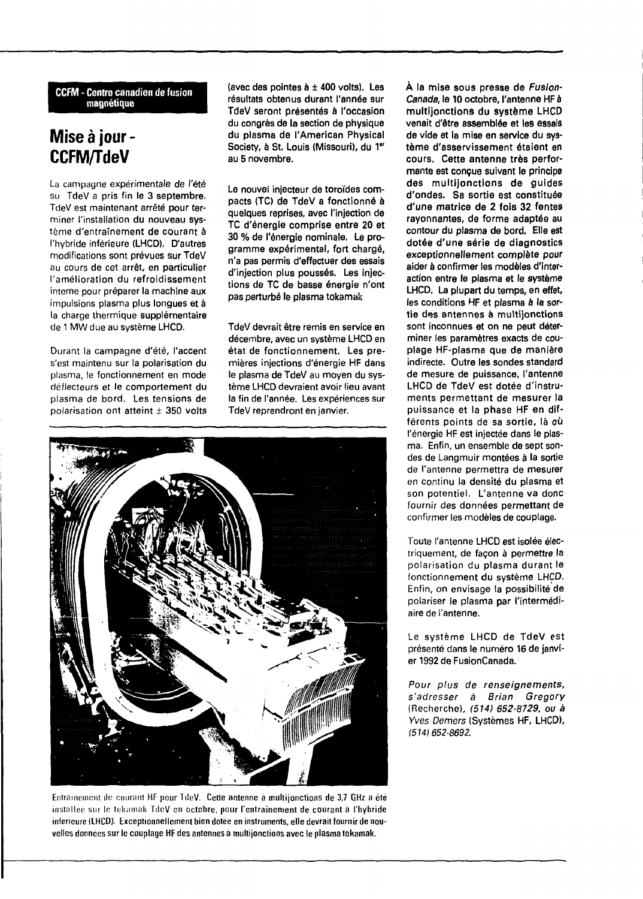**CCFM - Centre canadien de fusion magnétique**

# Mise à jour - CCFM/TdeV

La campagne expérimentale de l'été su TdeV a pris fin le 3 septembre. TdeV est maintenant arrêté pour terminer l'installation du nouveau système d'entraînement de courant à l'hybride inférieure (LHCD). D'autres modifications sont prévues sur TdeV au cours de cet arrêt, en particulier l'amélioration du refroidissement interne pour préparer la machine aux impulsions plasma plus longues et à la charge thermique supplémentaire de 1 MW due au système LHCD.

Durant la campagne d'été, l'accent s'est maintenu sur la polarisation du plasma, le fonctionnement en mode déflecteurs et le comportement du plasma de bord. Les tensions de polarisation ont atteint ± 350 volts (avec des pointes à ± 400 volts). Les résultats obtenus durant l'année sur TdeV seront présentés à l'occasion du congrès de la section de physique du plasma de l'American Physical Society, à St. Louis (Missouri), du 1er au 5 novembre.

Le nouvel injecteur de toroïdes compacts (TC) de TdeV a fonctionné à quelques reprises, avec l'injection de TC d'énergie comprise entre 20 et 30 % de l'énergie nominale. Le programme expérimental, fort chargé, n'a pas permis d'effectuer des essais d'injection plus poussés. Les injections de TC de basse énergie n'ont pas perturbé le plasma tokamak

TdeV devrait être remis en service en décembre, avec un système LHCD en état de fonctionnement. Les premières injections d'énergie HF dans le plasma de TdeV au moyen du système LHCD devraient avoir lieu avant la fin de l'année. Les expériences sur TdeV reprendront en janvier.

Entraînement de courant HF pour TdeV. Cette antenne à multijonctions de 3,7 GHz a été installée sur le tokamak TdeV en octobre, pour l'entraînement de courant à l'hybride inférieure (LHCD). Exceptionnellement bien dotée en instruments, elle devrait fournir de nouvelles données sur le couplage HF des antennes à multijonctions avec le plasma tokamak.

À la mise sous presse de *Fusion-Canada*, le 10 octobre, l'antenne HF à multijonctions du système LHCD venait d'être assemblée et les essais de vide et la mise en service du système d'asservissement étaient en cours. Cette antenne très performante est conçue suivant le principe des multijonctions de guides d'ondes. Sa sortie est constituée d'une matrice de 2 fois 32 fentes rayonnantes, de forme adaptée au contour du plasma de bord. Elle est dotée d'une série de diagnostics exceptionnellement complète pour aider à confirmer les modèles d'interaction entre le plasma et le système LHCD. La plupart du temps, en effet, les conditions HF et plasma à la sortie des antennes à multijonctions sont inconnues et on ne peut déterminer les paramètres exacts de couplage HF-plasma que de manière indirecte. Outre les sondes standard de mesure de puissance, l'antenne LHCD de TdeV est dotée d'instruments permettant de mesurer la puissance et la phase HF en différents points de sa sortie, là où l'énergie HF est injectée dans le plasma. Enfin, un ensemble de sept sondes de Langmuir montées à la sortie de l'antenne permettra de mesurer en continu la densité du plasma et son potentiel. L'antenne va donc fournir des données permettant de confirmer les modèles de couplage.

Toute l'antenne LHCD est isolée électriquement, de façon à permettre la polarisation du plasma durant le fonctionnement du système LHCD. Enfin, on envisage la possibilité de polariser le plasma par l'intermédiaire de l'antenne.

Le système LHCD de TdeV est présenté dans le numéro 16 de janvier 1992 de FusionCanada.

*Pour plus de renseignements, s'adresser à Brian Gregory* (Recherche), *(514) 652-8729, ou à Yves Demers* (Systèmes HF, LHCD), *(514) 652-8692.*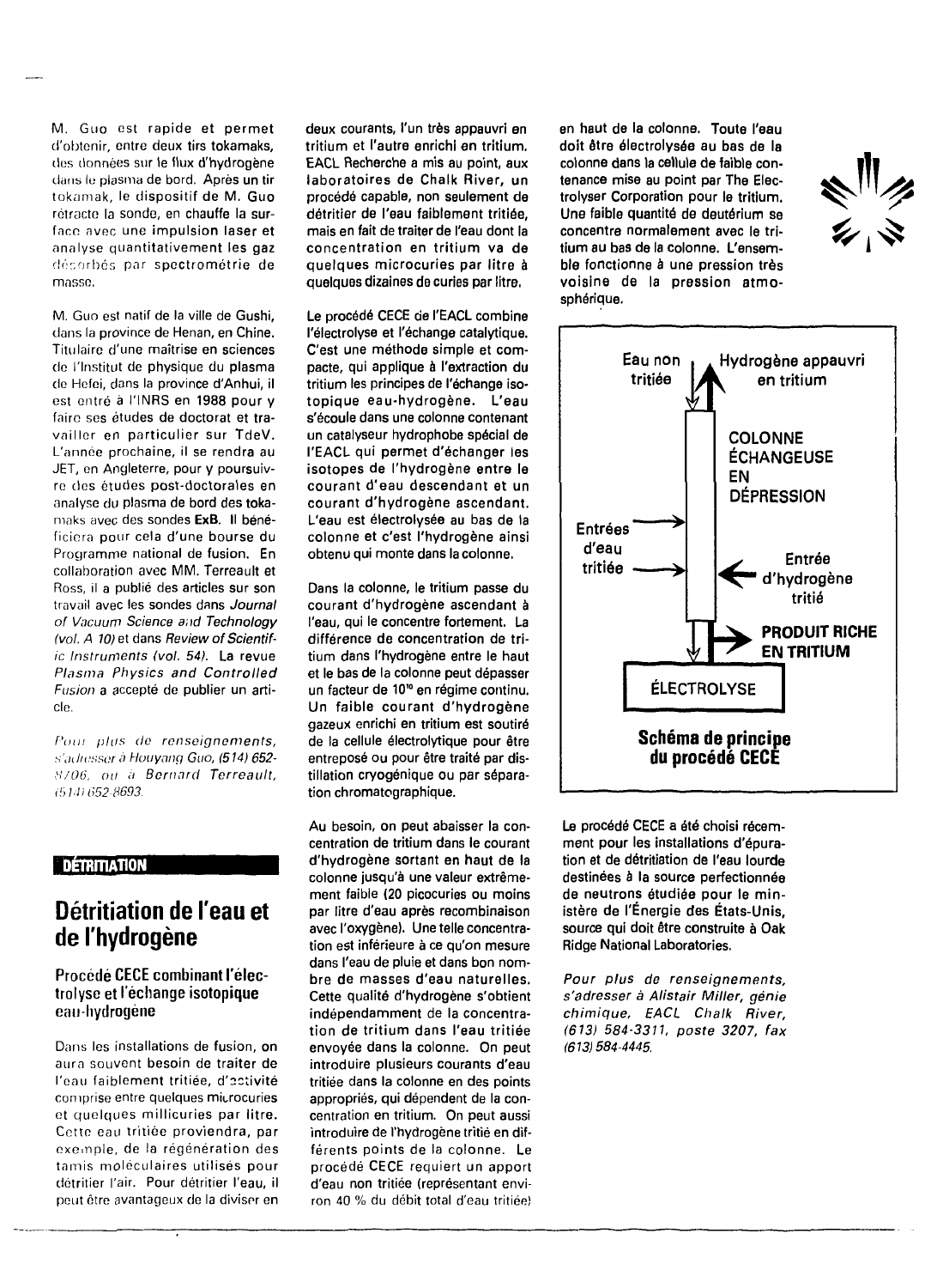M. Guo est rapide et permet d'obtenir, entre deux tirs tokamaks, des données sur le flux d'hydrogène dans le plasma de bord. Après un tir tokamak, le dispositif de M. Guo rétracte la sonde, en chauffe la surface avec une impulsion laser et analyse quantitativement les gaz désorbés par spectrométrie de masse.

M. Guo est natif de la ville de Gushi, dans la province de Henan, en Chine. Titulaire d'une maîtrise en sciences de l'Institut de physique du plasma de Hefei, dans la province d'Anhui, il est entré à l'INRS en 1988 pour y faire ses études de doctorat et travailler en particulier sur TdeV. L'année prochaine, il se rendra au JET, en Angleterre, pour y poursuivre des études post-doctorales en analyse du plasma de bord des tokamaks avec des sondes **ExB**. Il bénéficiera pour cela d'une bourse du Programme national de fusion. En collaboration avec MM. Terreault et Ross, il a publié des articles sur son travail avec les sondes dans *Journal of Vacuum Science and Technology (vol. A 10)* et dans *Review of Scientific Instruments (vol. 54)*. La revue *Plasma Physics and Controlled Fusion* a accepté de publier un article.

*Pour plus de renseignements, s'adresser à Houyang Guo, (514) 652-8706, ou à Bernard Terreault, (514) 652-8693.*

**DÉTRITIATION**

# Détritiation de l'eau et de l'hydrogène

## Procédé CECE combinant l'électrolyse et l'échange isotopique eau-hydrogène

Dans les installations de fusion, on aura souvent besoin de traiter de l'eau faiblement tritiée, d'activité comprise entre quelques microcuries et quelques millicuries par litre. Cette eau tritiée proviendra, par exemple, de la régénération des tamis moléculaires utilisés pour détritier l'air. Pour détritier l'eau, il peut être avantageux de la diviser en deux courants, l'un très appauvri en tritium et l'autre enrichi en tritium. EACL Recherche a mis au point, aux laboratoires de Chalk River, un procédé capable, non seulement de détritier de l'eau faiblement tritiée, mais en fait de traiter de l'eau dont la concentration en tritium va de quelques microcuries par litre à quelques dizaines de curies par litre.

Le procédé CECE de l'EACL combine l'électrolyse et l'échange catalytique. C'est une méthode simple et compacte, qui applique à l'extraction du tritium les principes de l'échange isotopique eau-hydrogène. L'eau s'écoule dans une colonne contenant un catalyseur hydrophobe spécial de l'EACL qui permet d'échanger les isotopes de l'hydrogène entre le courant d'eau descendant et un courant d'hydrogène ascendant. L'eau est électrolysée au bas de la colonne et c'est l'hydrogène ainsi obtenu qui monte dans la colonne.

Dans la colonne, le tritium passe du courant d'hydrogène ascendant à l'eau, qui le concentre fortement. La différence de concentration de tritium dans l'hydrogène entre le haut et le bas de la colonne peut dépasser un facteur de $10^{10}$ en régime continu. Un faible courant d'hydrogène gazeux enrichi en tritium est soutiré de la cellule électrolytique pour être entreposé ou pour être traité par distillation cryogénique ou par séparation chromatographique.

Au besoin, on peut abaisser la concentration de tritium dans le courant d'hydrogène sortant en haut de la colonne jusqu'à une valeur extrêmement faible (20 picocuries ou moins par litre d'eau après recombinaison avec l'oxygène). Une telle concentration est inférieure à ce qu'on mesure dans l'eau de pluie et dans bon nombre de masses d'eau naturelles. Cette qualité d'hydrogène s'obtient indépendamment de la concentration de tritium dans l'eau tritiée envoyée dans la colonne. On peut introduire plusieurs courants d'eau tritiée dans la colonne en des points appropriés, qui dépendent de la concentration en tritium. On peut aussi introduire de l'hydrogène tritié en différents points de la colonne. Le procédé CECE requiert un apport d'eau non tritiée (représentant environ 40 % du débit total d'eau tritiée) en haut de la colonne. Toute l'eau doit être électrolysée au bas de la colonne dans la cellule de faible contenance mise au point par The Electrolyser Corporation pour le tritium. Une faible quantité de deutérium se concentre normalement avec le tritium au bas de la colonne. L'ensemble fonctionne à une pression très voisine de la pression atmosphérique.

Eau non tritiée — Hydrogène appauvri en tritium — COLONNE ÉCHANGEUSE EN DÉPRESSION — Entrées d'eau tritiée — Entrée d'hydrogène tritié — PRODUIT RICHE EN TRITIUM — ÉLECTROLYSE

**Schéma de principe du procédé CECE**

Le procédé CECE a été choisi récemment pour les installations d'épuration et de détritiation de l'eau lourde destinées à la source perfectionnée de neutrons étudiée pour le ministère de l'Énergie des États-Unis, source qui doit être construite à Oak Ridge National Laboratories.

*Pour plus de renseignements, s'adresser à Alistair Miller, génie chimique, EACL Chalk River, (613) 584-3311, poste 3207, fax (613) 584-4445.*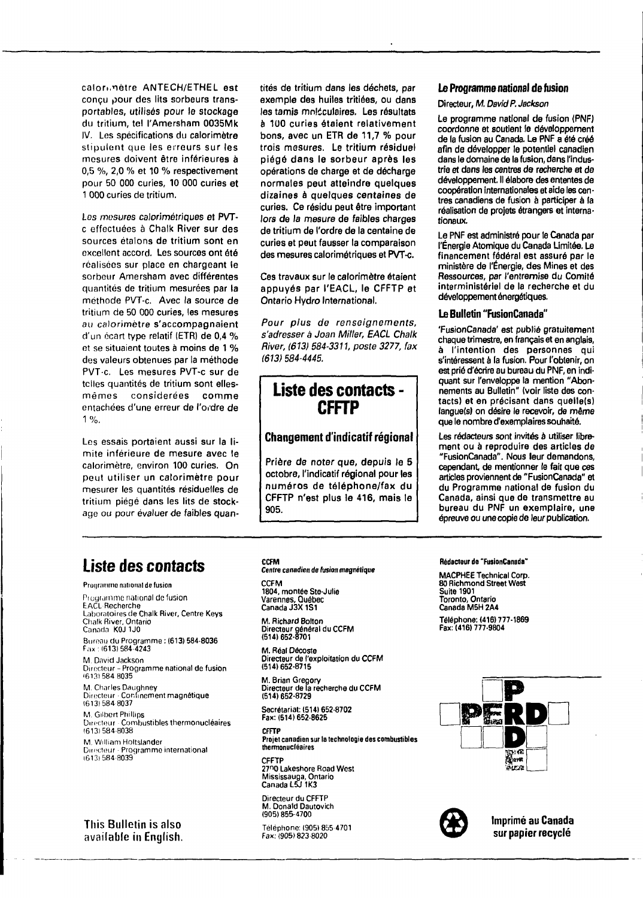calorimètre ANTECH/ETHEL est conçu pour des lits sorbeurs transportables, utilisés pour le stockage du tritium, tel l'Amersham 0035Mk IV. Les spécifications du calorimètre stipulent que les erreurs sur les mesures doivent être inférieures à 0,5 %, 2,0 % et 10 % respectivement pour 50 000 curies, 10 000 curies et 1 000 curies de tritium.

*Les mesures calorimétriques* et PVT-c effectuées à Chalk River sur des sources étalons de tritium sont en excellent accord. Les sources ont été réalisées sur place en chargeant le sorbeur Amersham avec différentes quantités de tritium mesurées par la méthode PVT-c. Avec la source de tritium de 50 000 curies, les mesures au calorimètre s'accompagnaient d'un écart type relatif (ETR) de 0,4 % et se situaient toutes à moins de 1 % des valeurs obtenues par la méthode PVT-c. Les mesures PVT-c sur de telles quantités de tritium sont elles-mêmes considerées comme entachées d'une erreur de l'ordre de 1 %.

Les essais portaient aussi sur la limite inférieure de mesure avec le calorimètre, environ 100 curies. On peut utiliser un calorimètre pour mesurer les quantités résiduelles de tritium piégé dans les lits de stockage ou pour évaluer de faibles quantités de tritium dans les déchets, par exemple des huiles tritiées, ou dans les tamis moléculaires. Les résultats à 100 curies étaient relativement bons, avec un ETR de 11,7 % pour trois mesures. Le tritium résiduel piégé dans le sorbeur après les opérations de charge et de décharge normales peut atteindre quelques dizaines à quelques centaines de curies. Ce résidu peut être important lors de la mesure de faibles charges de tritium de l'ordre de la centaine de curies et peut fausser la comparaison des mesures calorimétriques et PVT-c.

Ces travaux sur le calorimètre étaient appuyés par l'EACL, le CFFTP et Ontario Hydro International.

*Pour plus de renseignements, s'adresser à Joan Miller, EACL Chalk River, (613) 584-3311, poste 3277, fax (613) 584-4445.*

## Liste des contacts - CFFTP

### Changement d'indicatif régional

Prière de noter que, depuis le 5 octobre, l'indicatif régional pour les numéros de téléphone/fax du CFFTP n'est plus le 416, mais le 905.

### Le Programme national de fusion

Directeur, *M. David P. Jackson*

Le programme national de fusion (PNF) coordonne et soutient le développement de la fusion au Canada. Le PNF a été créé afin de développer le potentiel canadien dans le domaine de la fusion, dans l'industrie et dans les centres de recherche et de développement. Il élabore des ententes de coopération internationales et aide les centres canadiens de fusion à participer à la réalisation de projets étrangers et internationaux.

Le PNF est administré pour le Canada par l'Énergie Atomique du Canada Limitée. Le financement fédéral est assuré par le ministère de l'Énergie, des Mines et des Ressources, par l'entremise du Comité interministériel de la recherche et du développement énergétiques.

### Le Bulletin "FusionCanada"

'FusionCanada' est publié gratuitement chaque trimestre, en français et en anglais, à l'intention des personnes qui s'intéressent à la fusion. Pour l'obtenir, on est prié d'écrire au bureau du PNF, en indiquant sur l'enveloppe la mention "Abonnements au Bulletin" (voir liste des contacts) et en précisant dans quelle(s) langue(s) on désire le recevoir, de même que le nombre d'exemplaires souhaité.

Les rédacteurs sont invités à utiliser librement ou à reproduire des articles de "FusionCanada". Nous leur demandons, cependant, de mentionner le fait que ces articles proviennent de "FusionCanada" et du Programme national de fusion du Canada, ainsi que de transmettre au bureau du PNF un exemplaire, une épreuve ou une copie de leur publication.

## Liste des contacts

**Programme national de fusion**

Programme national de fusion
EACL Recherche
Laboratoires de Chalk River, Centre Keys
Chalk River, Ontario
Canada K0J 1J0

Bureau du Programme : (613) 584-8036
Fax : (613) 584-4243

M. David Jackson
Directeur - Programme national de fusion
(613) 584-8035

M. Charles Daughney
Directeur - Confinement magnétique
(613) 584-8037

M. Gilbert Phillips
Directeur - Combustibles thermonucléaires
(613) 584-8038

M. William Holtslander
Directeur - Programme international
(613) 584-8039

**CCFM**
*Centre canadien de fusion magnétique*

CCFM
1804, montée Ste-Julie
Varennes, Québec
Canada J3X 1S1

M. Richard Bolton
Directeur général du CCFM
(514) 652-8701

M. Réal Décoste
Directeur de l'exploitation du CCFM
(514) 652-8715

M. Brian Gregory
Directeur de la recherche du CCFM
(514) 652-8729

Secrétariat: (514) 652-8702
Fax: (514) 652-8625

**CFFTP**
**Projet canadien sur la technologie des combustibles thermonucléaires**

CFFTP
2700 Lakeshore Road West
Mississauga, Ontario
Canada L5J 1K3

Directeur du CFFTP
M. Donald Dautovich
(905) 855-4700

Téléphone: (905) 855-4701
Fax: (905) 823-8020

**Rédacteur de "FusionCanada"**

MACPHEE Technical Corp.
80 Richmond Street West
Suite 1901
Toronto, Ontario
Canada M5H 2A4

Téléphone: (416) 777-1869
Fax: (416) 777-9804

This Bulletin is also available in English.

**Imprimé au Canada sur papier recyclé**